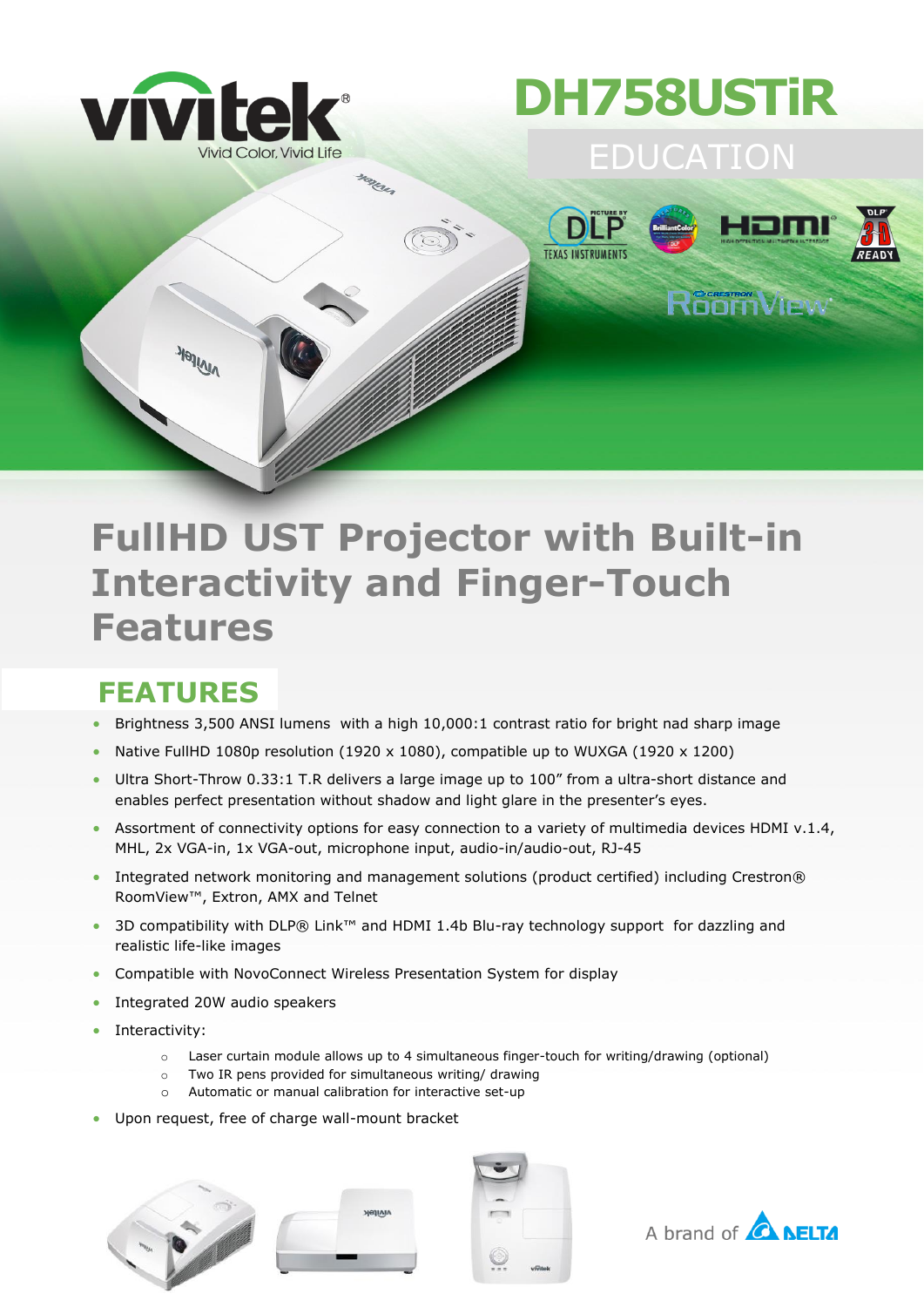vivitek
Vivid Color, Vivid Life

# DH758USTiR

EDUCATION

## FullHD UST Projector with Built-in Interactivity and Finger-Touch Features

## FEATURES

- Brightness 3,500 ANSI lumens with a high 10,000:1 contrast ratio for bright nad sharp image
- Native FullHD 1080p resolution (1920 x 1080), compatible up to WUXGA (1920 x 1200)
- Ultra Short-Throw 0.33:1 T.R delivers a large image up to 100" from a ultra-short distance and enables perfect presentation without shadow and light glare in the presenter's eyes.
- Assortment of connectivity options for easy connection to a variety of multimedia devices HDMI v.1.4, MHL, 2x VGA-in, 1x VGA-out, microphone input, audio-in/audio-out, RJ-45
- Integrated network monitoring and management solutions (product certified) including Crestron® RoomView™, Extron, AMX and Telnet
- 3D compatibility with DLP® Link™ and HDMI 1.4b Blu-ray technology support for dazzling and realistic life-like images
- Compatible with NovoConnect Wireless Presentation System for display
- Integrated 20W audio speakers
- Interactivity:
  - Laser curtain module allows up to 4 simultaneous finger-touch for writing/drawing (optional)
  - Two IR pens provided for simultaneous writing/ drawing
  - Automatic or manual calibration for interactive set-up
- Upon request, free of charge wall-mount bracket

A brand of DELTA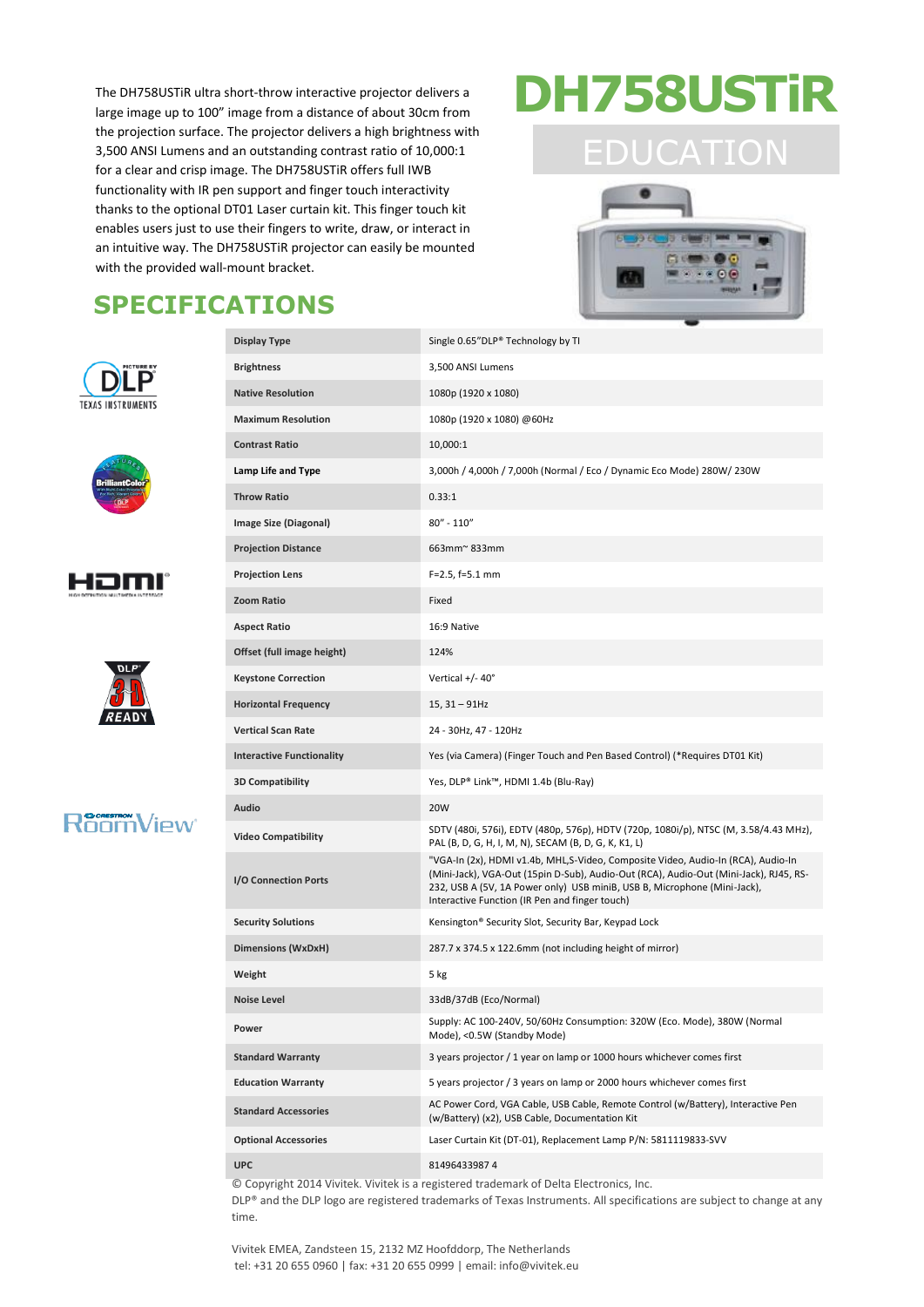The DH758USTiR ultra short-throw interactive projector delivers a large image up to 100" image from a distance of about 30cm from the projection surface. The projector delivers a high brightness with 3,500 ANSI Lumens and an outstanding contrast ratio of 10,000:1 for a clear and crisp image. The DH758USTiR offers full IWB functionality with IR pen support and finger touch interactivity thanks to the optional DT01 Laser curtain kit. This finger touch kit enables users just to use their fingers to write, draw, or interact in an intuitive way. The DH758USTiR projector can easily be mounted with the provided wall-mount bracket.

# DH758USTiR

## EDUCATION

## SPECIFICATIONS

| | |
|---|---|
| **Display Type** | Single 0.65"DLP® Technology by TI |
| **Brightness** | 3,500 ANSI Lumens |
| **Native Resolution** | 1080p (1920 x 1080) |
| **Maximum Resolution** | 1080p (1920 x 1080) @60Hz |
| **Contrast Ratio** | 10,000:1 |
| **Lamp Life and Type** | 3,000h / 4,000h / 7,000h (Normal / Eco / Dynamic Eco Mode) 280W/ 230W |
| **Throw Ratio** | 0.33:1 |
| **Image Size (Diagonal)** | 80" - 110" |
| **Projection Distance** | 663mm~ 833mm |
| **Projection Lens** | F=2.5, f=5.1 mm |
| **Zoom Ratio** | Fixed |
| **Aspect Ratio** | 16:9 Native |
| **Offset (full image height)** | 124% |
| **Keystone Correction** | Vertical +/- 40° |
| **Horizontal Frequency** | 15, 31 – 91Hz |
| **Vertical Scan Rate** | 24 - 30Hz, 47 - 120Hz |
| **Interactive Functionality** | Yes (via Camera) (Finger Touch and Pen Based Control) (*Requires DT01 Kit) |
| **3D Compatibility** | Yes, DLP® Link™, HDMI 1.4b (Blu-Ray) |
| **Audio** | 20W |
| **Video Compatibility** | SDTV (480i, 576i), EDTV (480p, 576p), HDTV (720p, 1080i/p), NTSC (M, 3.58/4.43 MHz), PAL (B, D, G, H, I, M, N), SECAM (B, D, G, K, K1, L) |
| **I/O Connection Ports** | "VGA-In (2x), HDMI v1.4b, MHL,S-Video, Composite Video, Audio-In (RCA), Audio-In (Mini-Jack), VGA-Out (15pin D-Sub), Audio-Out (RCA), Audio-Out (Mini-Jack), RJ45, RS-232, USB A (5V, 1A Power only) USB miniB, USB B, Microphone (Mini-Jack), Interactive Function (IR Pen and finger touch) |
| **Security Solutions** | Kensington® Security Slot, Security Bar, Keypad Lock |
| **Dimensions (WxDxH)** | 287.7 x 374.5 x 122.6mm (not including height of mirror) |
| **Weight** | 5 kg |
| **Noise Level** | 33dB/37dB (Eco/Normal) |
| **Power** | Supply: AC 100-240V, 50/60Hz Consumption: 320W (Eco. Mode), 380W (Normal Mode), <0.5W (Standby Mode) |
| **Standard Warranty** | 3 years projector / 1 year on lamp or 1000 hours whichever comes first |
| **Education Warranty** | 5 years projector / 3 years on lamp or 2000 hours whichever comes first |
| **Standard Accessories** | AC Power Cord, VGA Cable, USB Cable, Remote Control (w/Battery), Interactive Pen (w/Battery) (x2), USB Cable, Documentation Kit |
| **Optional Accessories** | Laser Curtain Kit (DT-01), Replacement Lamp P/N: 5811119833-SVV |
| **UPC** | 81496433987 4 |

© Copyright 2014 Vivitek. Vivitek is a registered trademark of Delta Electronics, Inc.
DLP® and the DLP logo are registered trademarks of Texas Instruments. All specifications are subject to change at any time.

Vivitek EMEA, Zandsteen 15, 2132 MZ Hoofddorp, The Netherlands
tel: +31 20 655 0960 | fax: +31 20 655 0999 | email: info@vivitek.eu